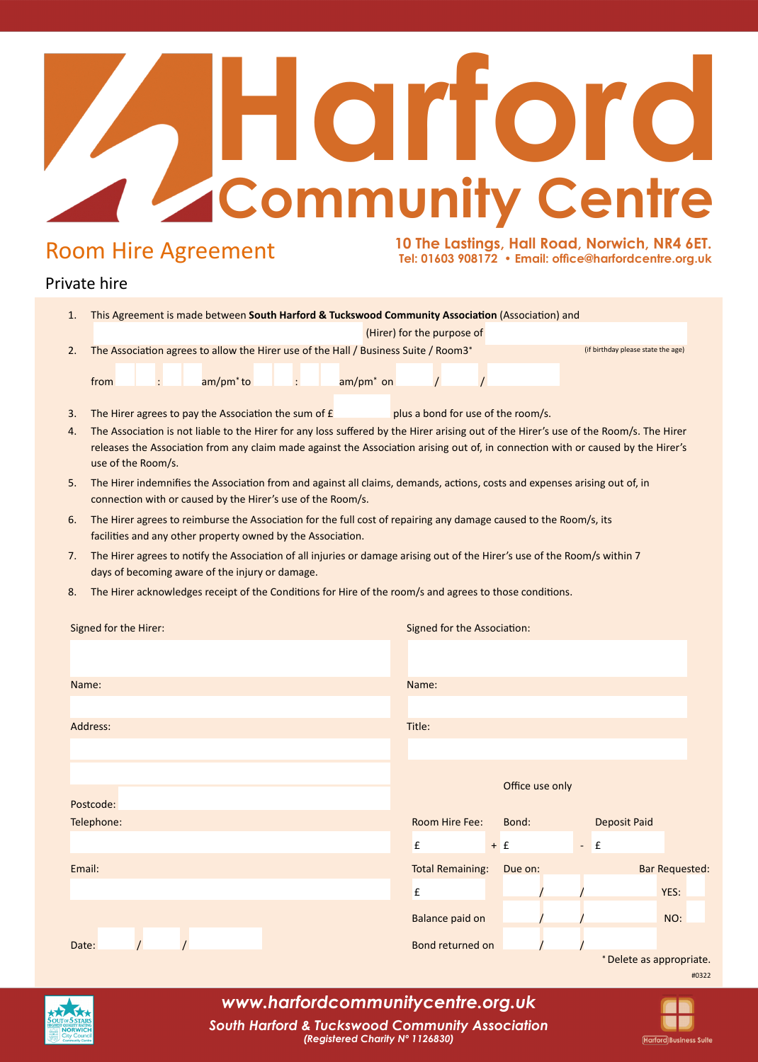# Harford Community Centre

## Room Hire Agreement

**10 The Lastings, Hall Road, Norwich, NR4 6ET.**
**Tel: 01603 908172 • Email: office@harfordcentre.org.uk**

### Private hire

1. This Agreement is made between **South Harford & Tuckswood Community Association** (Association) and ____________ (Hirer) for the purpose of ____________ (if birthday please state the age)
2. The Association agrees to allow the Hirer use of the Hall / Business Suite / Room3*

   from ___ : ___ am/pm* to ___ : ___ am/pm* on ___ / ___ / ___
3. The Hirer agrees to pay the Association the sum of £ ______ plus a bond for use of the room/s.
4. The Association is not liable to the Hirer for any loss suffered by the Hirer arising out of the Hirer's use of the Room/s. The Hirer releases the Association from any claim made against the Association arising out of, in connection with or caused by the Hirer's use of the Room/s.
5. The Hirer indemnifies the Association from and against all claims, demands, actions, costs and expenses arising out of, in connection with or caused by the Hirer's use of the Room/s.
6. The Hirer agrees to reimburse the Association for the full cost of repairing any damage caused to the Room/s, its facilities and any other property owned by the Association.
7. The Hirer agrees to notify the Association of all injuries or damage arising out of the Hirer's use of the Room/s within 7 days of becoming aware of the injury or damage.
8. The Hirer acknowledges receipt of the Conditions for Hire of the room/s and agrees to those conditions.

Signed for the Hirer:

Name:

Address:

Postcode:

Telephone:

Email:

Date: ___ / ___ / ___

Signed for the Association:

Name:

Title:

Office use only

Room Hire Fee: £ ______ + Bond: £ ______ - Deposit Paid £ ______

Total Remaining: £ ______

Due on: ___ / ___ / ___

Bar Requested: YES: ___ NO: ___

Balance paid on ___ / ___ / ___

Bond returned on ___ / ___ / ___

*Delete as appropriate.

#0322

*www.harfordcommunitycentre.org.uk*

***South Harford & Tuckswood Community Association***

***(Registered Charity N° 1126830)***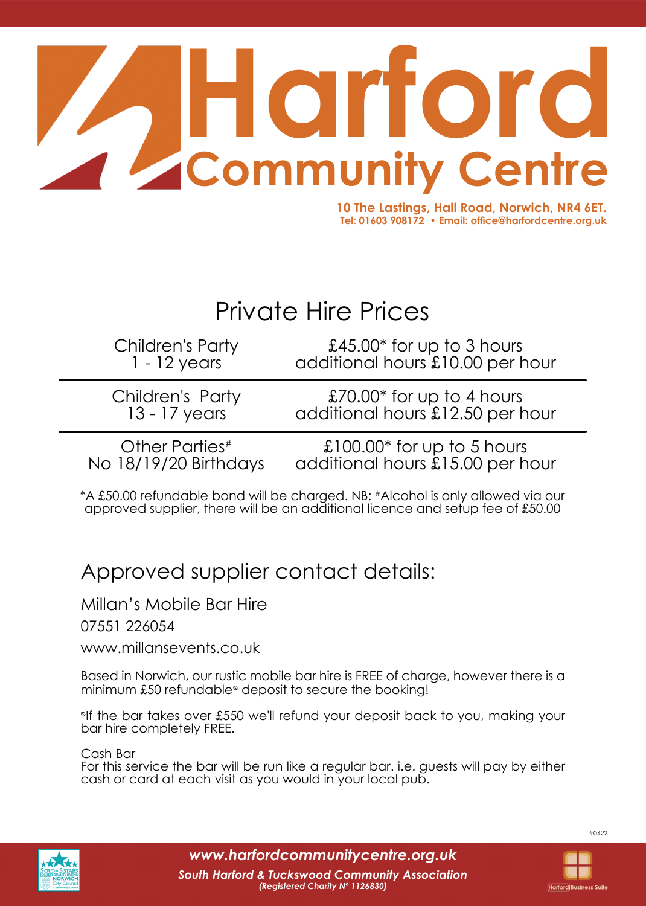# Harford Community Centre

**10 The Lastings, Hall Road, Norwich, NR4 6ET.**
**Tel: 01603 908172 • Email: office@harfordcentre.org.uk**

## Private Hire Prices

| | |
|---|---|
| Children's Party<br>1 - 12 years | £45.00* for up to 3 hours<br>additional hours £10.00 per hour |
| Children's Party<br>13 - 17 years | £70.00* for up to 4 hours<br>additional hours £12.50 per hour |
| Other Parties#<br>No 18/19/20 Birthdays | £100.00* for up to 5 hours<br>additional hours £15.00 per hour |

*A £50.00 refundable bond will be charged. NB: #Alcohol is only allowed via our approved supplier, there will be an additional licence and setup fee of £50.00

## Approved supplier contact details:

Millan's Mobile Bar Hire

07551 226054

www.millansevents.co.uk

Based in Norwich, our rustic mobile bar hire is FREE of charge, however there is a minimum £50 refundable§ deposit to secure the booking!

§If the bar takes over £550 we'll refund your deposit back to you, making your bar hire completely FREE.

Cash Bar
For this service the bar will be run like a regular bar. i.e. guests will pay by either cash or card at each visit as you would in your local pub.

#0422

***www.harfordcommunitycentre.org.uk***

***South Harford & Tuckswood Community Association***

***(Registered Charity Nº 1126830)***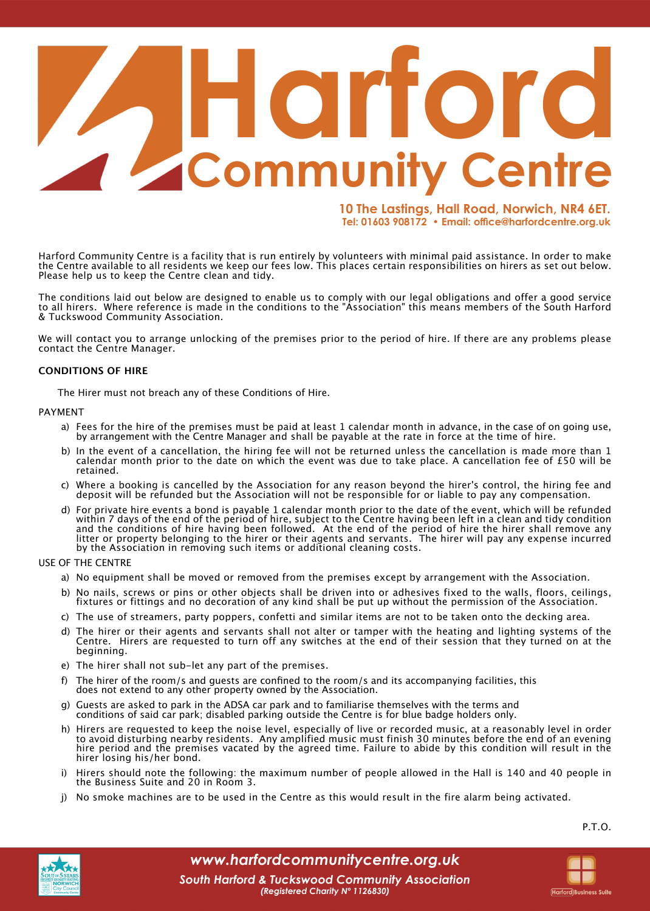# Harford Community Centre

**10 The Lastings, Hall Road, Norwich, NR4 6ET.**
**Tel: 01603 908172 • Email: office@harfordcentre.org.uk**

Harford Community Centre is a facility that is run entirely by volunteers with minimal paid assistance. In order to make the Centre available to all residents we keep our fees low. This places certain responsibilities on hirers as set out below. Please help us to keep the Centre clean and tidy.

The conditions laid out below are designed to enable us to comply with our legal obligations and offer a good service to all hirers. Where reference is made in the conditions to the "Association" this means members of the South Harford & Tuckswood Community Association.

We will contact you to arrange unlocking of the premises prior to the period of hire. If there are any problems please contact the Centre Manager.

## CONDITIONS OF HIRE

The Hirer must not breach any of these Conditions of Hire.

### PAYMENT

a) Fees for the hire of the premises must be paid at least 1 calendar month in advance, in the case of on going use, by arrangement with the Centre Manager and shall be payable at the rate in force at the time of hire.

b) In the event of a cancellation, the hiring fee will not be returned unless the cancellation is made more than 1 calendar month prior to the date on which the event was due to take place. A cancellation fee of £50 will be retained.

c) Where a booking is cancelled by the Association for any reason beyond the hirer's control, the hiring fee and deposit will be refunded but the Association will not be responsible for or liable to pay any compensation.

d) For private hire events a bond is payable 1 calendar month prior to the date of the event, which will be refunded within 7 days of the end of the period of hire, subject to the Centre having been left in a clean and tidy condition and the conditions of hire having been followed. At the end of the period of hire the hirer shall remove any litter or property belonging to the hirer or their agents and servants. The hirer will pay any expense incurred by the Association in removing such items or additional cleaning costs.

### USE OF THE CENTRE

a) No equipment shall be moved or removed from the premises except by arrangement with the Association.

b) No nails, screws or pins or other objects shall be driven into or adhesives fixed to the walls, floors, ceilings, fixtures or fittings and no decoration of any kind shall be put up without the permission of the Association.

c) The use of streamers, party poppers, confetti and similar items are not to be taken onto the decking area.

d) The hirer or their agents and servants shall not alter or tamper with the heating and lighting systems of the Centre. Hirers are requested to turn off any switches at the end of their session that they turned on at the beginning.

e) The hirer shall not sub-let any part of the premises.

f) The hirer of the room/s and guests are confined to the room/s and its accompanying facilities, this does not extend to any other property owned by the Association.

g) Guests are asked to park in the ADSA car park and to familiarise themselves with the terms and conditions of said car park; disabled parking outside the Centre is for blue badge holders only.

h) Hirers are requested to keep the noise level, especially of live or recorded music, at a reasonably level in order to avoid disturbing nearby residents. Any amplified music must finish 30 minutes before the end of an evening hire period and the premises vacated by the agreed time. Failure to abide by this condition will result in the hirer losing his/her bond.

i) Hirers should note the following: the maximum number of people allowed in the Hall is 140 and 40 people in the Business Suite and 20 in Room 3.

j) No smoke machines are to be used in the Centre as this would result in the fire alarm being activated.

P.T.O.

*www.harfordcommunitycentre.org.uk*
*South Harford & Tuckswood Community Association*
*(Registered Charity N° 1126830)*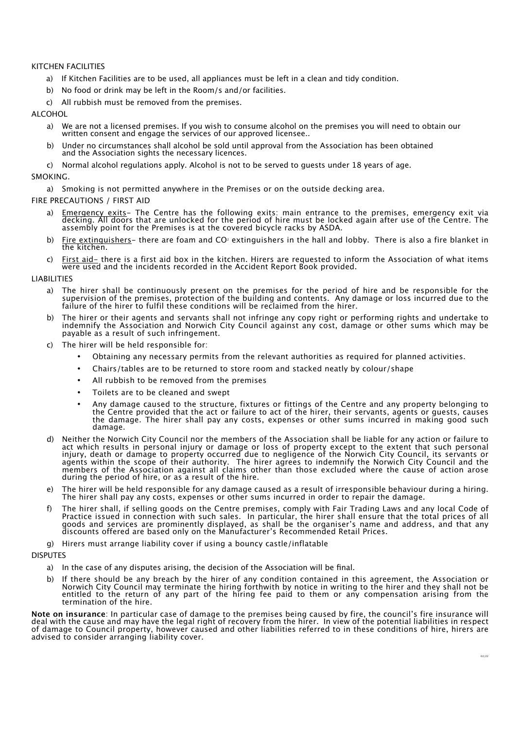KITCHEN FACILITIES

a) If Kitchen Facilities are to be used, all appliances must be left in a clean and tidy condition.

b) No food or drink may be left in the Room/s and/or facilities.

c) All rubbish must be removed from the premises.

ALCOHOL

a) We are not a licensed premises. If you wish to consume alcohol on the premises you will need to obtain our written consent and engage the services of our approved licensee..

b) Under no circumstances shall alcohol be sold until approval from the Association has been obtained and the Association sights the necessary licences.

c) Normal alcohol regulations apply. Alcohol is not to be served to guests under 18 years of age.

SMOKING.

a) Smoking is not permitted anywhere in the Premises or on the outside decking area.

FIRE PRECAUTIONS / FIRST AID

a) Emergency exits- The Centre has the following exits: main entrance to the premises, emergency exit via decking. All doors that are unlocked for the period of hire must be locked again after use of the Centre. The assembly point for the Premises is at the covered bicycle racks by ASDA.

b) Fire extinguishers- there are foam and $CO_2$ extinguishers in the hall and lobby. There is also a fire blanket in the kitchen.

c) First aid- there is a first aid box in the kitchen. Hirers are requested to inform the Association of what items were used and the incidents recorded in the Accident Report Book provided.

LIABILITIES

a) The hirer shall be continuously present on the premises for the period of hire and be responsible for the supervision of the premises, protection of the building and contents. Any damage or loss incurred due to the failure of the hirer to fulfil these conditions will be reclaimed from the hirer.

b) The hirer or their agents and servants shall not infringe any copy right or performing rights and undertake to indemnify the Association and Norwich City Council against any cost, damage or other sums which may be payable as a result of such infringement.

c) The hirer will be held responsible for:
   - Obtaining any necessary permits from the relevant authorities as required for planned activities.
   - Chairs/tables are to be returned to store room and stacked neatly by colour/shape
   - All rubbish to be removed from the premises
   - Toilets are to be cleaned and swept
   - Any damage caused to the structure, fixtures or fittings of the Centre and any property belonging to the Centre provided that the act or failure to act of the hirer, their servants, agents or guests, causes the damage. The hirer shall pay any costs, expenses or other sums incurred in making good such damage.

d) Neither the Norwich City Council nor the members of the Association shall be liable for any action or failure to act which results in personal injury or damage or loss of property except to the extent that such personal injury, death or damage to property occurred due to negligence of the Norwich City Council, its servants or agents within the scope of their authority. The hirer agrees to indemnify the Norwich City Council and the members of the Association against all claims other than those excluded where the cause of action arose during the period of hire, or as a result of the hire.

e) The hirer will be held responsible for any damage caused as a result of irresponsible behaviour during a hiring. The hirer shall pay any costs, expenses or other sums incurred in order to repair the damage.

f) The hirer shall, if selling goods on the Centre premises, comply with Fair Trading Laws and any local Code of Practice issued in connection with such sales. In particular, the hirer shall ensure that the total prices of all goods and services are prominently displayed, as shall be the organiser's name and address, and that any discounts offered are based only on the Manufacturer's Recommended Retail Prices.

g) Hirers must arrange liability cover if using a bouncy castle/inflatable

DISPUTES

a) In the case of any disputes arising, the decision of the Association will be final.

b) If there should be any breach by the hirer of any condition contained in this agreement, the Association or Norwich City Council may terminate the hiring forthwith by notice in writing to the hirer and they shall not be entitled to the return of any part of the hiring fee paid to them or any compensation arising from the termination of the hire.

**Note on insurance**: In particular case of damage to the premises being caused by fire, the council's fire insurance will deal with the cause and may have the legal right of recovery from the hirer. In view of the potential liabilities in respect of damage to Council property, however caused and other liabilities referred to in these conditions of hire, hirers are advised to consider arranging liability cover.

02/22